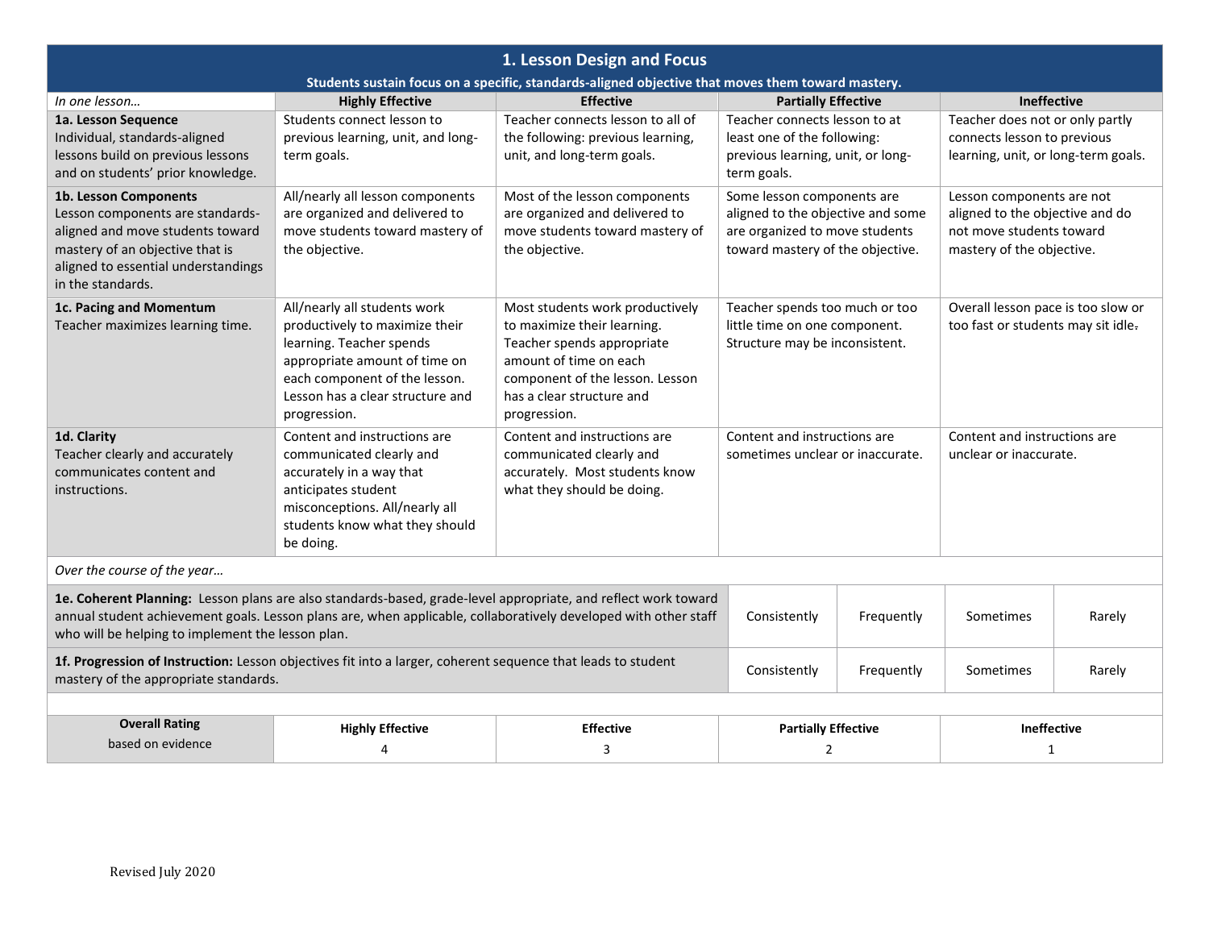# 1. Lesson Design and Focus

**Students sustain focus on a specific, standards-aligned objective that moves them toward mastery.**

| *In one lesson…* | Highly Effective | Effective | Partially Effective | Ineffective |
|---|---|---|---|---|
| **1a. Lesson Sequence** Individual, standards-aligned lessons build on previous lessons and on students' prior knowledge. | Students connect lesson to previous learning, unit, and long-term goals. | Teacher connects lesson to all of the following: previous learning, unit, and long-term goals. | Teacher connects lesson to at least one of the following: previous learning, unit, or long-term goals. | Teacher does not or only partly connects lesson to previous learning, unit, or long-term goals. |
| **1b. Lesson Components** Lesson components are standards-aligned and move students toward mastery of an objective that is aligned to essential understandings in the standards. | All/nearly all lesson components are organized and delivered to move students toward mastery of the objective. | Most of the lesson components are organized and delivered to move students toward mastery of the objective. | Some lesson components are aligned to the objective and some are organized to move students toward mastery of the objective. | Lesson components are not aligned to the objective and do not move students toward mastery of the objective. |
| **1c. Pacing and Momentum** Teacher maximizes learning time. | All/nearly all students work productively to maximize their learning. Teacher spends appropriate amount of time on each component of the lesson. Lesson has a clear structure and progression. | Most students work productively to maximize their learning. Teacher spends appropriate amount of time on each component of the lesson. Lesson has a clear structure and progression. | Teacher spends too much or too little time on one component. Structure may be inconsistent. | Overall lesson pace is too slow or too fast or students may sit idle. |
| **1d. Clarity** Teacher clearly and accurately communicates content and instructions. | Content and instructions are communicated clearly and accurately in a way that anticipates student misconceptions. All/nearly all students know what they should be doing. | Content and instructions are communicated clearly and accurately. Most students know what they should be doing. | Content and instructions are sometimes unclear or inaccurate. | Content and instructions are unclear or inaccurate. |

*Over the course of the year…*

| | | | | |
|---|---|---|---|---|
| **1e. Coherent Planning:** Lesson plans are also standards-based, grade-level appropriate, and reflect work toward annual student achievement goals. Lesson plans are, when applicable, collaboratively developed with other staff who will be helping to implement the lesson plan. | Consistently | Frequently | Sometimes | Rarely |
| **1f. Progression of Instruction:** Lesson objectives fit into a larger, coherent sequence that leads to student mastery of the appropriate standards. | Consistently | Frequently | Sometimes | Rarely |

| **Overall Rating** based on evidence | **Highly Effective** 4 | **Effective** 3 | **Partially Effective** 2 | **Ineffective** 1 |
|---|---|---|---|---|

Revised July 2020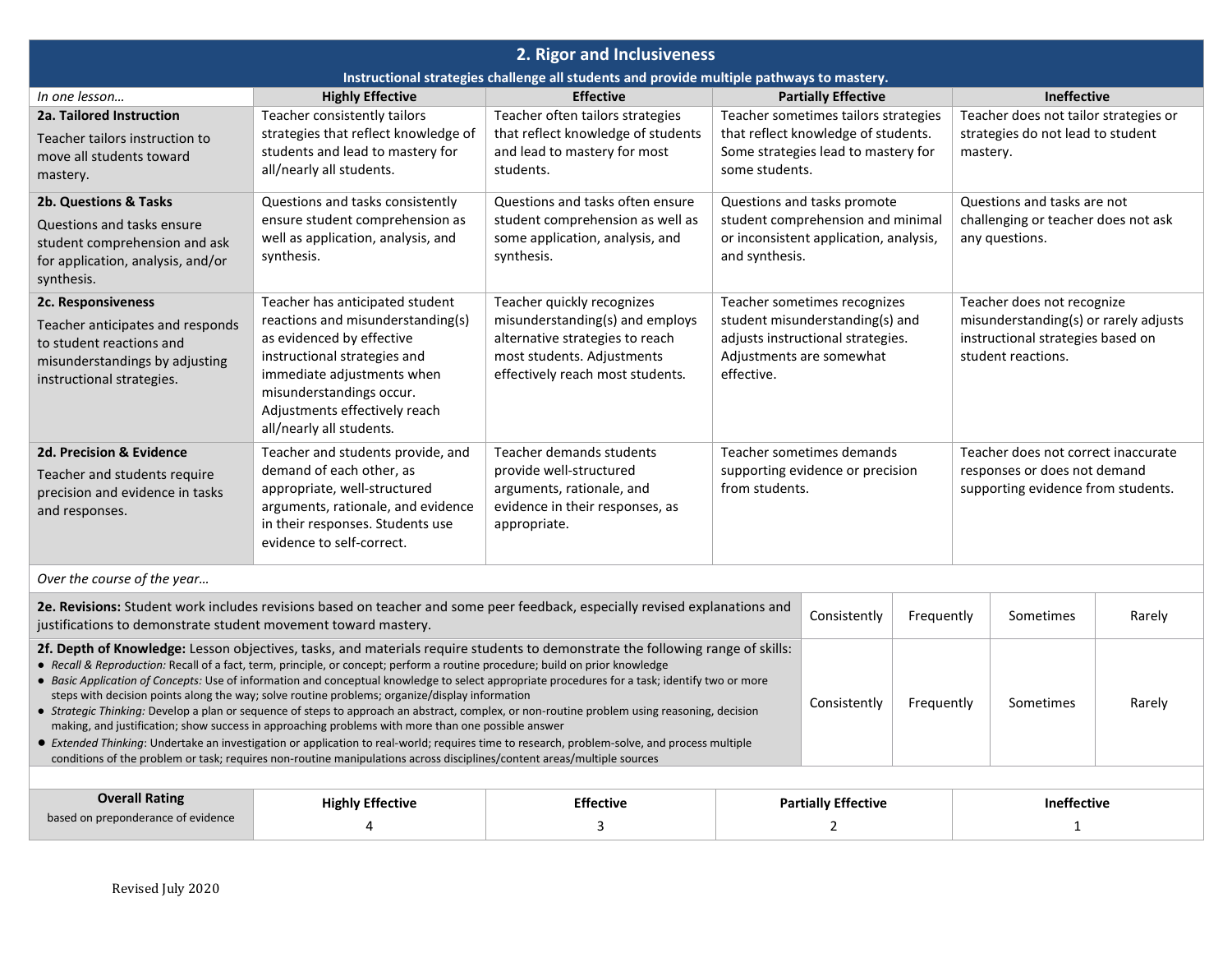## 2. Rigor and Inclusiveness

**Instructional strategies challenge all students and provide multiple pathways to mastery.**

| *In one lesson…* | Highly Effective | Effective | Partially Effective | Ineffective |
|---|---|---|---|---|
| **2a. Tailored Instruction** Teacher tailors instruction to move all students toward mastery. | Teacher consistently tailors strategies that reflect knowledge of students and lead to mastery for all/nearly all students. | Teacher often tailors strategies that reflect knowledge of students and lead to mastery for most students. | Teacher sometimes tailors strategies that reflect knowledge of students. Some strategies lead to mastery for some students. | Teacher does not tailor strategies or strategies do not lead to student mastery. |
| **2b. Questions & Tasks** Questions and tasks ensure student comprehension and ask for application, analysis, and/or synthesis. | Questions and tasks consistently ensure student comprehension as well as application, analysis, and synthesis. | Questions and tasks often ensure student comprehension as well as some application, analysis, and synthesis. | Questions and tasks promote student comprehension and minimal or inconsistent application, analysis, and synthesis. | Questions and tasks are not challenging or teacher does not ask any questions. |
| **2c. Responsiveness** Teacher anticipates and responds to student reactions and misunderstandings by adjusting instructional strategies. | Teacher has anticipated student reactions and misunderstanding(s) as evidenced by effective instructional strategies and immediate adjustments when misunderstandings occur. Adjustments effectively reach all/nearly all students. | Teacher quickly recognizes misunderstanding(s) and employs alternative strategies to reach most students. Adjustments effectively reach most students. | Teacher sometimes recognizes student misunderstanding(s) and adjusts instructional strategies. Adjustments are somewhat effective. | Teacher does not recognize misunderstanding(s) or rarely adjusts instructional strategies based on student reactions. |
| **2d. Precision & Evidence** Teacher and students require precision and evidence in tasks and responses. | Teacher and students provide, and demand of each other, as appropriate, well-structured arguments, rationale, and evidence in their responses. Students use evidence to self-correct. | Teacher demands students provide well-structured arguments, rationale, and evidence in their responses, as appropriate. | Teacher sometimes demands supporting evidence or precision from students. | Teacher does not correct inaccurate responses or does not demand supporting evidence from students. |

*Over the course of the year…*

| | | | | |
|---|---|---|---|---|
| **2e. Revisions:** Student work includes revisions based on teacher and some peer feedback, especially revised explanations and justifications to demonstrate student movement toward mastery. | Consistently | Frequently | Sometimes | Rarely |
| **2f. Depth of Knowledge:** Lesson objectives, tasks, and materials require students to demonstrate the following range of skills:<br>• *Recall & Reproduction:* Recall of a fact, term, principle, or concept; perform a routine procedure; build on prior knowledge<br>• *Basic Application of Concepts:* Use of information and conceptual knowledge to select appropriate procedures for a task; identify two or more steps with decision points along the way; solve routine problems; organize/display information<br>• *Strategic Thinking:* Develop a plan or sequence of steps to approach an abstract, complex, or non-routine problem using reasoning, decision making, and justification; show success in approaching problems with more than one possible answer<br>• *Extended Thinking*: Undertake an investigation or application to real-world; requires time to research, problem-solve, and process multiple conditions of the problem or task; requires non-routine manipulations across disciplines/content areas/multiple sources | Consistently | Frequently | Sometimes | Rarely |

| **Overall Rating** based on preponderance of evidence | **Highly Effective** 4 | **Effective** 3 | **Partially Effective** 2 | **Ineffective** 1 |
|---|---|---|---|---|

Revised July 2020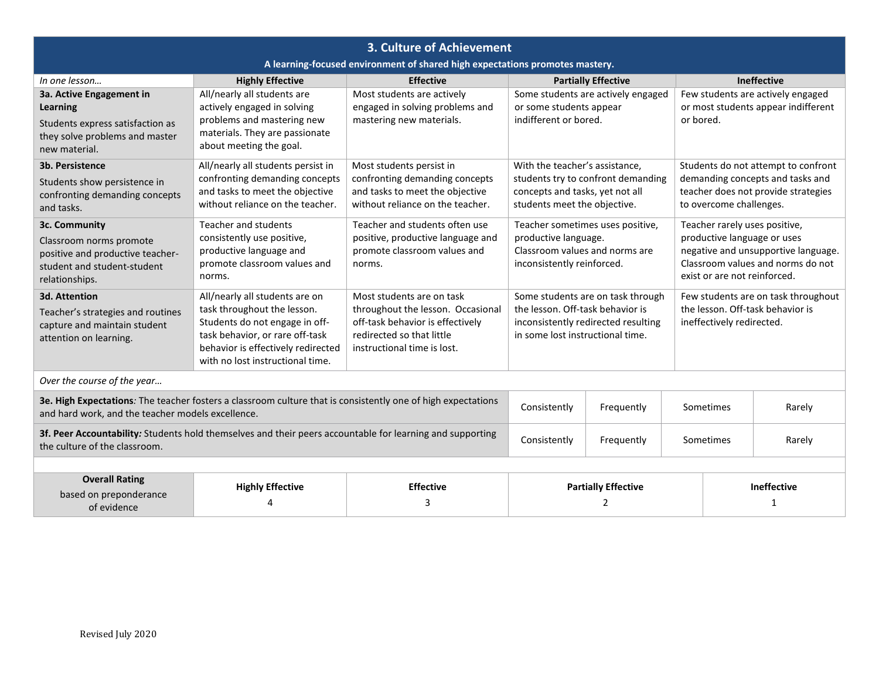## 3. Culture of Achievement

**A learning-focused environment of shared high expectations promotes mastery.**

| *In one lesson…* | Highly Effective | Effective | Partially Effective | Ineffective |
|---|---|---|---|---|
| **3a. Active Engagement in Learning**<br>Students express satisfaction as they solve problems and master new material. | All/nearly all students are actively engaged in solving problems and mastering new materials. They are passionate about meeting the goal. | Most students are actively engaged in solving problems and mastering new materials. | Some students are actively engaged or some students appear indifferent or bored. | Few students are actively engaged or most students appear indifferent or bored. |
| **3b. Persistence**<br>Students show persistence in confronting demanding concepts and tasks. | All/nearly all students persist in confronting demanding concepts and tasks to meet the objective without reliance on the teacher. | Most students persist in confronting demanding concepts and tasks to meet the objective without reliance on the teacher. | With the teacher's assistance, students try to confront demanding concepts and tasks, yet not all students meet the objective. | Students do not attempt to confront demanding concepts and tasks and teacher does not provide strategies to overcome challenges. |
| **3c. Community**<br>Classroom norms promote positive and productive teacher-student and student-student relationships. | Teacher and students consistently use positive, productive language and promote classroom values and norms. | Teacher and students often use positive, productive language and promote classroom values and norms. | Teacher sometimes uses positive, productive language.<br>Classroom values and norms are inconsistently reinforced. | Teacher rarely uses positive, productive language or uses negative and unsupportive language. Classroom values and norms do not exist or are not reinforced. |
| **3d. Attention**<br>Teacher's strategies and routines capture and maintain student attention on learning. | All/nearly all students are on task throughout the lesson. Students do not engage in off-task behavior, or rare off-task behavior is effectively redirected with no lost instructional time. | Most students are on task throughout the lesson. Occasional off-task behavior is effectively redirected so that little instructional time is lost. | Some students are on task through the lesson. Off-task behavior is inconsistently redirected resulting in some lost instructional time. | Few students are on task throughout the lesson. Off-task behavior is ineffectively redirected. |

*Over the course of the year…*

| | | | | |
|---|---|---|---|---|
| **3e. High Expectations***:* The teacher fosters a classroom culture that is consistently one of high expectations and hard work, and the teacher models excellence. | Consistently | Frequently | Sometimes | Rarely |
| **3f. Peer Accountability***:* Students hold themselves and their peers accountable for learning and supporting the culture of the classroom. | Consistently | Frequently | Sometimes | Rarely |

| **Overall Rating** based on preponderance of evidence | **Highly Effective** 4 | **Effective** 3 | **Partially Effective** 2 | **Ineffective** 1 |
|---|---|---|---|---|

Revised July 2020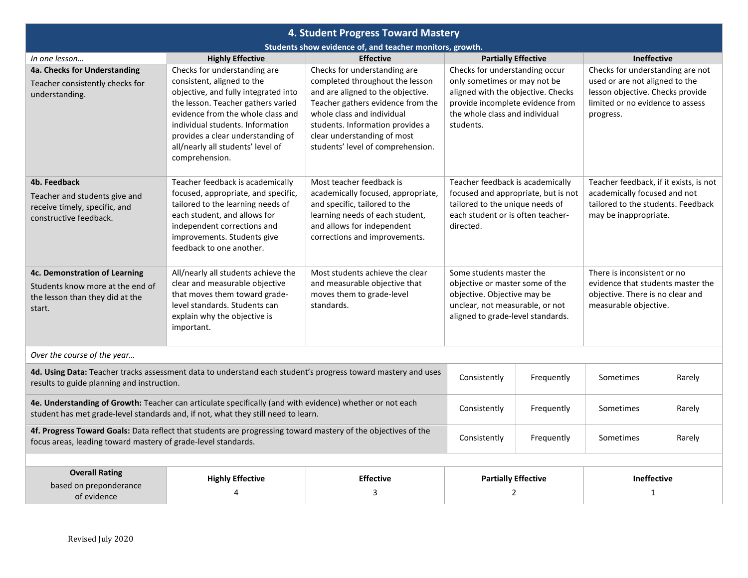## 4. Student Progress Toward Mastery

**Students show evidence of, and teacher monitors, growth.**

| *In one lesson…* | **Highly Effective** | **Effective** | **Partially Effective** | **Ineffective** |
|---|---|---|---|---|
| **4a. Checks for Understanding** Teacher consistently checks for understanding. | Checks for understanding are consistent, aligned to the objective, and fully integrated into the lesson. Teacher gathers varied evidence from the whole class and individual students. Information provides a clear understanding of all/nearly all students' level of comprehension. | Checks for understanding are completed throughout the lesson and are aligned to the objective. Teacher gathers evidence from the whole class and individual students. Information provides a clear understanding of most students' level of comprehension. | Checks for understanding occur only sometimes or may not be aligned with the objective. Checks provide incomplete evidence from the whole class and individual students. | Checks for understanding are not used or are not aligned to the lesson objective. Checks provide limited or no evidence to assess progress. |
| **4b. Feedback** Teacher and students give and receive timely, specific, and constructive feedback. | Teacher feedback is academically focused, appropriate, and specific, tailored to the learning needs of each student, and allows for independent corrections and improvements. Students give feedback to one another. | Most teacher feedback is academically focused, appropriate, and specific, tailored to the learning needs of each student, and allows for independent corrections and improvements. | Teacher feedback is academically focused and appropriate, but is not tailored to the unique needs of each student or is often teacher-directed. | Teacher feedback, if it exists, is not academically focused and not tailored to the students. Feedback may be inappropriate. |
| **4c. Demonstration of Learning** Students know more at the end of the lesson than they did at the start. | All/nearly all students achieve the clear and measurable objective that moves them toward grade-level standards. Students can explain why the objective is important. | Most students achieve the clear and measurable objective that moves them to grade-level standards. | Some students master the objective or master some of the objective. Objective may be unclear, not measurable, or not aligned to grade-level standards. | There is inconsistent or no evidence that students master the objective. There is no clear and measurable objective. |

*Over the course of the year…*

| | | | | |
|---|---|---|---|---|
| **4d. Using Data:** Teacher tracks assessment data to understand each student's progress toward mastery and uses results to guide planning and instruction. | Consistently | Frequently | Sometimes | Rarely |
| **4e. Understanding of Growth:** Teacher can articulate specifically (and with evidence) whether or not each student has met grade-level standards and, if not, what they still need to learn. | Consistently | Frequently | Sometimes | Rarely |
| **4f. Progress Toward Goals:** Data reflect that students are progressing toward mastery of the objectives of the focus areas, leading toward mastery of grade-level standards. | Consistently | Frequently | Sometimes | Rarely |

| **Overall Rating** based on preponderance of evidence | **Highly Effective** 4 | **Effective** 3 | **Partially Effective** 2 | **Ineffective** 1 |
|---|---|---|---|---|

Revised July 2020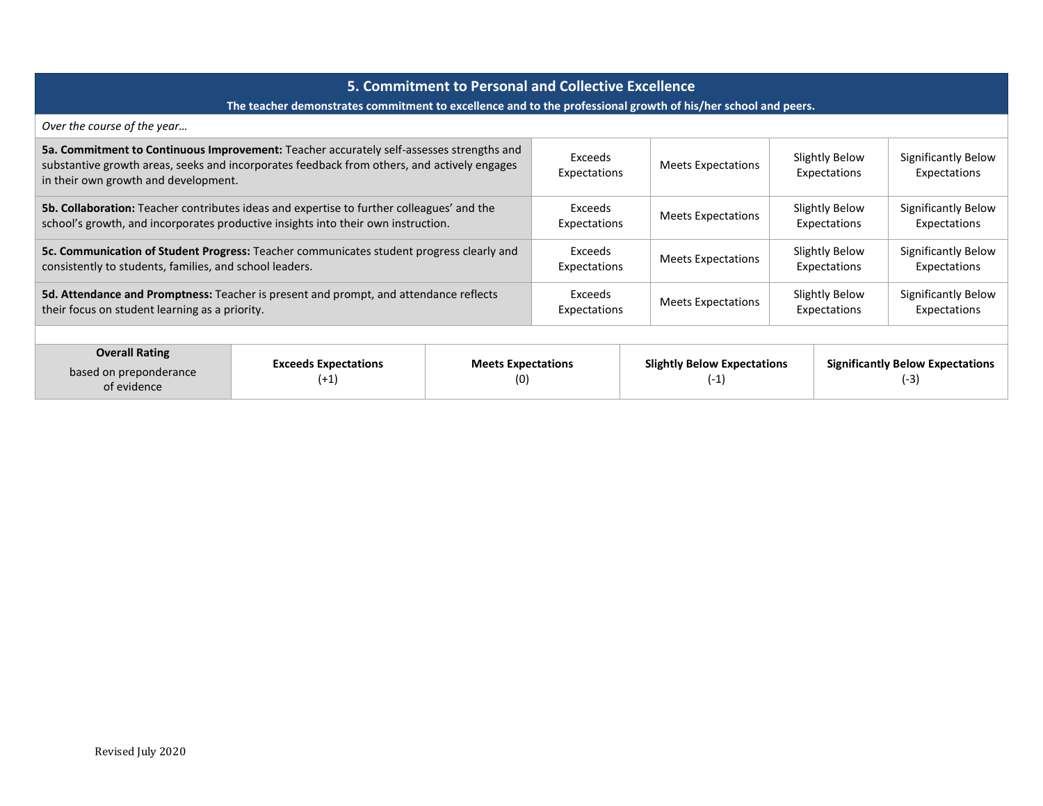## 5. Commitment to Personal and Collective Excellence

**The teacher demonstrates commitment to excellence and to the professional growth of his/her school and peers.**

*Over the course of the year…*

| | | | | |
|---|---|---|---|---|
| **5a. Commitment to Continuous Improvement:** Teacher accurately self-assesses strengths and substantive growth areas, seeks and incorporates feedback from others, and actively engages in their own growth and development. | Exceeds Expectations | Meets Expectations | Slightly Below Expectations | Significantly Below Expectations |
| **5b. Collaboration:** Teacher contributes ideas and expertise to further colleagues' and the school's growth, and incorporates productive insights into their own instruction. | Exceeds Expectations | Meets Expectations | Slightly Below Expectations | Significantly Below Expectations |
| **5c. Communication of Student Progress:** Teacher communicates student progress clearly and consistently to students, families, and school leaders. | Exceeds Expectations | Meets Expectations | Slightly Below Expectations | Significantly Below Expectations |
| **5d. Attendance and Promptness:** Teacher is present and prompt, and attendance reflects their focus on student learning as a priority. | Exceeds Expectations | Meets Expectations | Slightly Below Expectations | Significantly Below Expectations |

| | | | | |
|---|---|---|---|---|
| **Overall Rating** based on preponderance of evidence | **Exceeds Expectations** (+1) | **Meets Expectations** (0) | **Slightly Below Expectations** (-1) | **Significantly Below Expectations** (-3) |

Revised July 2020